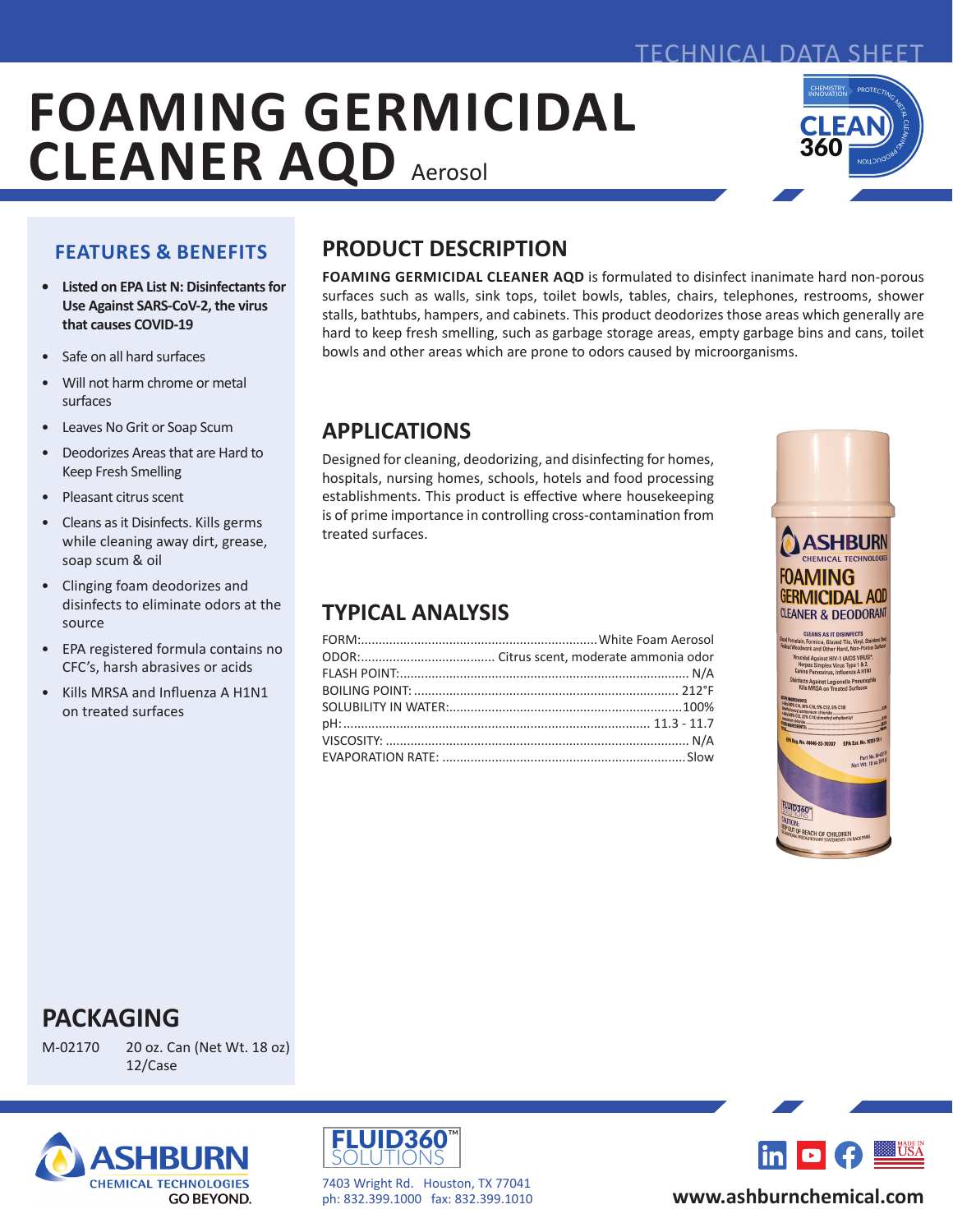TECHNICAL DATA SHEET

# FOAMING GERMICIDAL CLEANER AQD Aerosol

## FEATURES & BENEFITS

- **Listed on EPA List N: Disinfectants for Use Against SARS-CoV-2, the virus that causes COVID-19**
- Safe on all hard surfaces
- Will not harm chrome or metal surfaces
- Leaves No Grit or Soap Scum
- Deodorizes Areas that are Hard to Keep Fresh Smelling
- Pleasant citrus scent
- Cleans as it Disinfects. Kills germs while cleaning away dirt, grease, soap scum & oil
- Clinging foam deodorizes and disinfects to eliminate odors at the source
- EPA registered formula contains no CFC's, harsh abrasives or acids
- Kills MRSA and Influenza A H1N1 on treated surfaces

## PRODUCT DESCRIPTION

**FOAMING GERMICIDAL CLEANER AQD** is formulated to disinfect inanimate hard non-porous surfaces such as walls, sink tops, toilet bowls, tables, chairs, telephones, restrooms, shower stalls, bathtubs, hampers, and cabinets. This product deodorizes those areas which generally are hard to keep fresh smelling, such as garbage storage areas, empty garbage bins and cans, toilet bowls and other areas which are prone to odors caused by microorganisms.

## APPLICATIONS

Designed for cleaning, deodorizing, and disinfecting for homes, hospitals, nursing homes, schools, hotels and food processing establishments. This product is effective where housekeeping is of prime importance in controlling cross-contamination from treated surfaces.

## TYPICAL ANALYSIS

| Property | Value |
|---|---|
| FORM: | White Foam Aerosol |
| ODOR: | Citrus scent, moderate ammonia odor |
| FLASH POINT: | N/A |
| BOILING POINT: | 212°F |
| SOLUBILITY IN WATER: | 100% |
| pH: | 11.3 - 11.7 |
| VISCOSITY: | N/A |
| EVAPORATION RATE: | Slow |

## PACKAGING

| | |
|---|---|
| M-02170 | 20 oz. Can (Net Wt. 18 oz) 12/Case |

ASHBURN CHEMICAL TECHNOLOGIES GO BEYOND.

FLUID360™ SOLUTIONS

7403 Wright Rd. Houston, TX 77041
ph: 832.399.1000 fax: 832.399.1010

www.ashburnchemical.com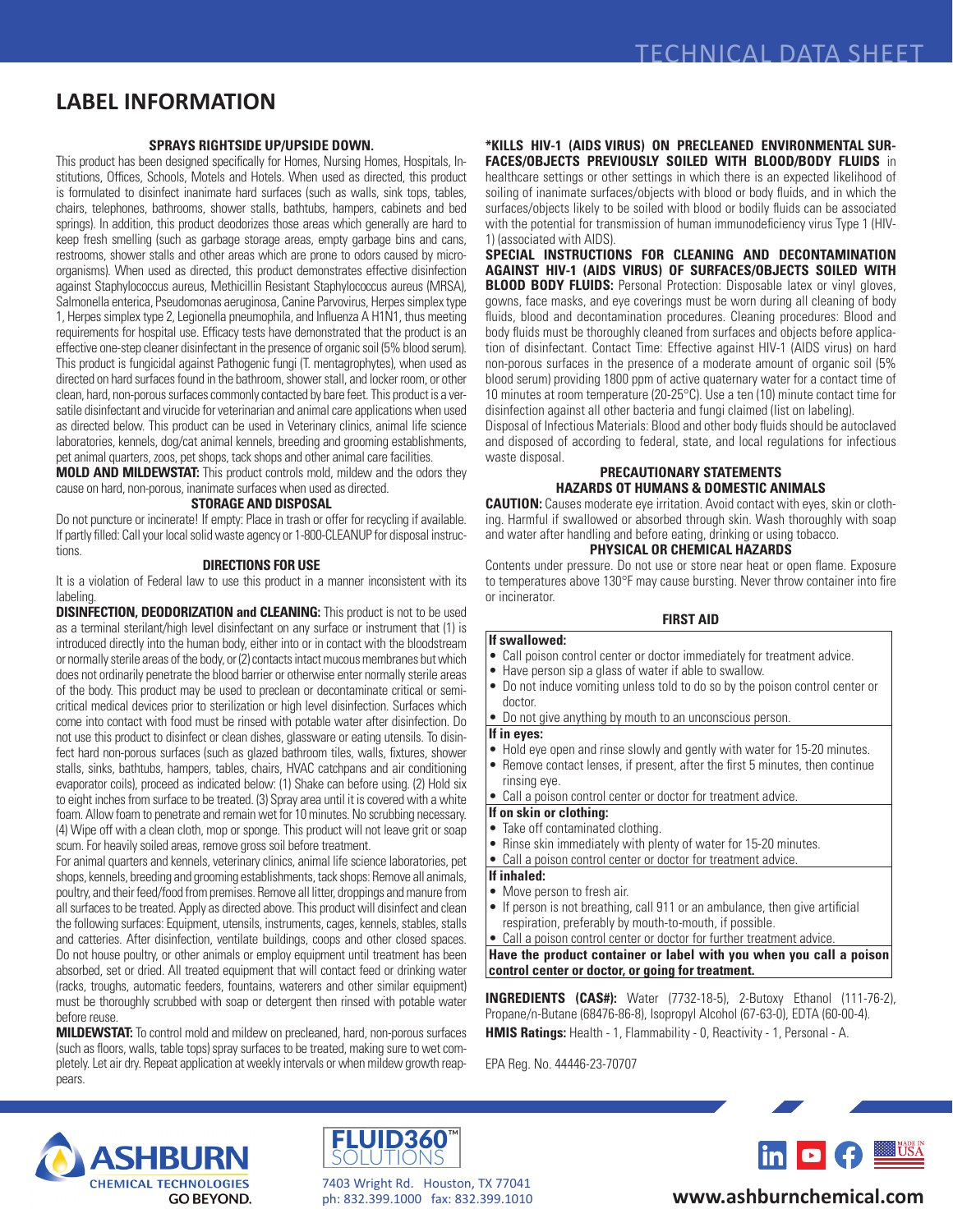# LABEL INFORMATION

**SPRAYS RIGHTSIDE UP/UPSIDE DOWN.**

This product has been designed specifically for Homes, Nursing Homes, Hospitals, Institutions, Offices, Schools, Motels and Hotels. When used as directed, this product is formulated to disinfect inanimate hard surfaces (such as walls, sink tops, tables, chairs, telephones, bathrooms, shower stalls, bathtubs, hampers, cabinets and bed springs). In addition, this product deodorizes those areas which generally are hard to keep fresh smelling (such as garbage storage areas, empty garbage bins and cans, restrooms, shower stalls and other areas which are prone to odors caused by microorganisms). When used as directed, this product demonstrates effective disinfection against Staphylococcus aureus, Methicillin Resistant Staphylococcus aureus (MRSA), Salmonella enterica, Pseudomonas aeruginosa, Canine Parvovirus, Herpes simplex type 1, Herpes simplex type 2, Legionella pneumophila, and Influenza A H1N1, thus meeting requirements for hospital use. Efficacy tests have demonstrated that the product is an effective one-step cleaner disinfectant in the presence of organic soil (5% blood serum). This product is fungicidal against Pathogenic fungi (T. mentagrophytes), when used as directed on hard surfaces found in the bathroom, shower stall, and locker room, or other clean, hard, non-porous surfaces commonly contacted by bare feet. This product is a versatile disinfectant and virucide for veterinarian and animal care applications when used as directed below. This product can be used in Veterinary clinics, animal life science laboratories, kennels, dog/cat animal kennels, breeding and grooming establishments, pet animal quarters, zoos, pet shops, tack shops and other animal care facilities.

**MOLD AND MILDEWSTAT:** This product controls mold, mildew and the odors they cause on hard, non-porous, inanimate surfaces when used as directed.

**STORAGE AND DISPOSAL**

Do not puncture or incinerate! If empty: Place in trash or offer for recycling if available. If partly filled: Call your local solid waste agency or 1-800-CLEANUP for disposal instructions.

**DIRECTIONS FOR USE**

It is a violation of Federal law to use this product in a manner inconsistent with its labeling.

**DISINFECTION, DEODORIZATION and CLEANING:** This product is not to be used as a terminal sterilant/high level disinfectant on any surface or instrument that (1) is introduced directly into the human body, either into or in contact with the bloodstream or normally sterile areas of the body, or (2) contacts intact mucous membranes but which does not ordinarily penetrate the blood barrier or otherwise enter normally sterile areas of the body. This product may be used to preclean or decontaminate critical or semi-critical medical devices prior to sterilization or high level disinfection. Surfaces which come into contact with food must be rinsed with potable water after disinfection. Do not use this product to disinfect or clean dishes, glassware or eating utensils. To disinfect hard non-porous surfaces (such as glazed bathroom tiles, walls, fixtures, shower stalls, sinks, bathtubs, hampers, tables, chairs, HVAC catchpans and air conditioning evaporator coils), proceed as indicated below: (1) Shake can before using. (2) Hold six to eight inches from surface to be treated. (3) Spray area until it is covered with a white foam. Allow foam to penetrate and remain wet for 10 minutes. No scrubbing necessary. (4) Wipe off with a clean cloth, mop or sponge. This product will not leave grit or soap scum. For heavily soiled areas, remove gross soil before treatment.

For animal quarters and kennels, veterinary clinics, animal life science laboratories, pet shops, kennels, breeding and grooming establishments, tack shops: Remove all animals, poultry, and their feed/food from premises. Remove all litter, droppings and manure from all surfaces to be treated. Apply as directed above. This product will disinfect and clean the following surfaces: Equipment, utensils, instruments, cages, kennels, stables, stalls and catteries. After disinfection, ventilate buildings, coops and other closed spaces. Do not house poultry, or other animals or employ equipment until treatment has been absorbed, set or dried. All treated equipment that will contact feed or drinking water (racks, troughs, automatic feeders, fountains, waterers and other similar equipment) must be thoroughly scrubbed with soap or detergent then rinsed with potable water before reuse.

**MILDEWSTAT:** To control mold and mildew on precleaned, hard, non-porous surfaces (such as floors, walls, table tops) spray surfaces to be treated, making sure to wet completely. Let air dry. Repeat application at weekly intervals or when mildew growth reappears.

**\*KILLS HIV-1 (AIDS VIRUS) ON PRECLEANED ENVIRONMENTAL SURFACES/OBJECTS PREVIOUSLY SOILED WITH BLOOD/BODY FLUIDS** in healthcare settings or other settings in which there is an expected likelihood of soiling of inanimate surfaces/objects with blood or body fluids, and in which the surfaces/objects likely to be soiled with blood or bodily fluids can be associated with the potential for transmission of human immunodeficiency virus Type 1 (HIV-1) (associated with AIDS).

**SPECIAL INSTRUCTIONS FOR CLEANING AND DECONTAMINATION AGAINST HIV-1 (AIDS VIRUS) OF SURFACES/OBJECTS SOILED WITH BLOOD BODY FLUIDS:** Personal Protection: Disposable latex or vinyl gloves, gowns, face masks, and eye coverings must be worn during all cleaning of body fluids, blood and decontamination procedures. Cleaning procedures: Blood and body fluids must be thoroughly cleaned from surfaces and objects before application of disinfectant. Contact Time: Effective against HIV-1 (AIDS virus) on hard non-porous surfaces in the presence of a moderate amount of organic soil (5% blood serum) providing 1800 ppm of active quaternary water for a contact time of 10 minutes at room temperature (20-25°C). Use a ten (10) minute contact time for disinfection against all other bacteria and fungi claimed (list on labeling).

Disposal of Infectious Materials: Blood and other body fluids should be autoclaved and disposed of according to federal, state, and local regulations for infectious waste disposal.

**PRECAUTIONARY STATEMENTS**

**HAZARDS OT HUMANS & DOMESTIC ANIMALS**

**CAUTION:** Causes moderate eye irritation. Avoid contact with eyes, skin or clothing. Harmful if swallowed or absorbed through skin. Wash thoroughly with soap and water after handling and before eating, drinking or using tobacco.

**PHYSICAL OR CHEMICAL HAZARDS**

Contents under pressure. Do not use or store near heat or open flame. Exposure to temperatures above 130°F may cause bursting. Never throw container into fire or incinerator.

**FIRST AID**

**If swallowed:**

- Call poison control center or doctor immediately for treatment advice.
- Have person sip a glass of water if able to swallow.
- Do not induce vomiting unless told to do so by the poison control center or doctor.
- Do not give anything by mouth to an unconscious person.

**If in eyes:**

- Hold eye open and rinse slowly and gently with water for 15-20 minutes.
- Remove contact lenses, if present, after the first 5 minutes, then continue rinsing eye.
- Call a poison control center or doctor for treatment advice.

**If on skin or clothing:**

- Take off contaminated clothing.
- Rinse skin immediately with plenty of water for 15-20 minutes.
- Call a poison control center or doctor for treatment advice.

**If inhaled:**

- Move person to fresh air.
- If person is not breathing, call 911 or an ambulance, then give artificial respiration, preferably by mouth-to-mouth, if possible.
- Call a poison control center or doctor for further treatment advice.

**Have the product container or label with you when you call a poison control center or doctor, or going for treatment.**

**INGREDIENTS (CAS#):** Water (7732-18-5), 2-Butoxy Ethanol (111-76-2), Propane/n-Butane (68476-86-8), Isopropyl Alcohol (67-63-0), EDTA (60-00-4).

**HMIS Ratings:** Health - 1, Flammability - 0, Reactivity - 1, Personal - A.

EPA Reg. No. 44446-23-70707